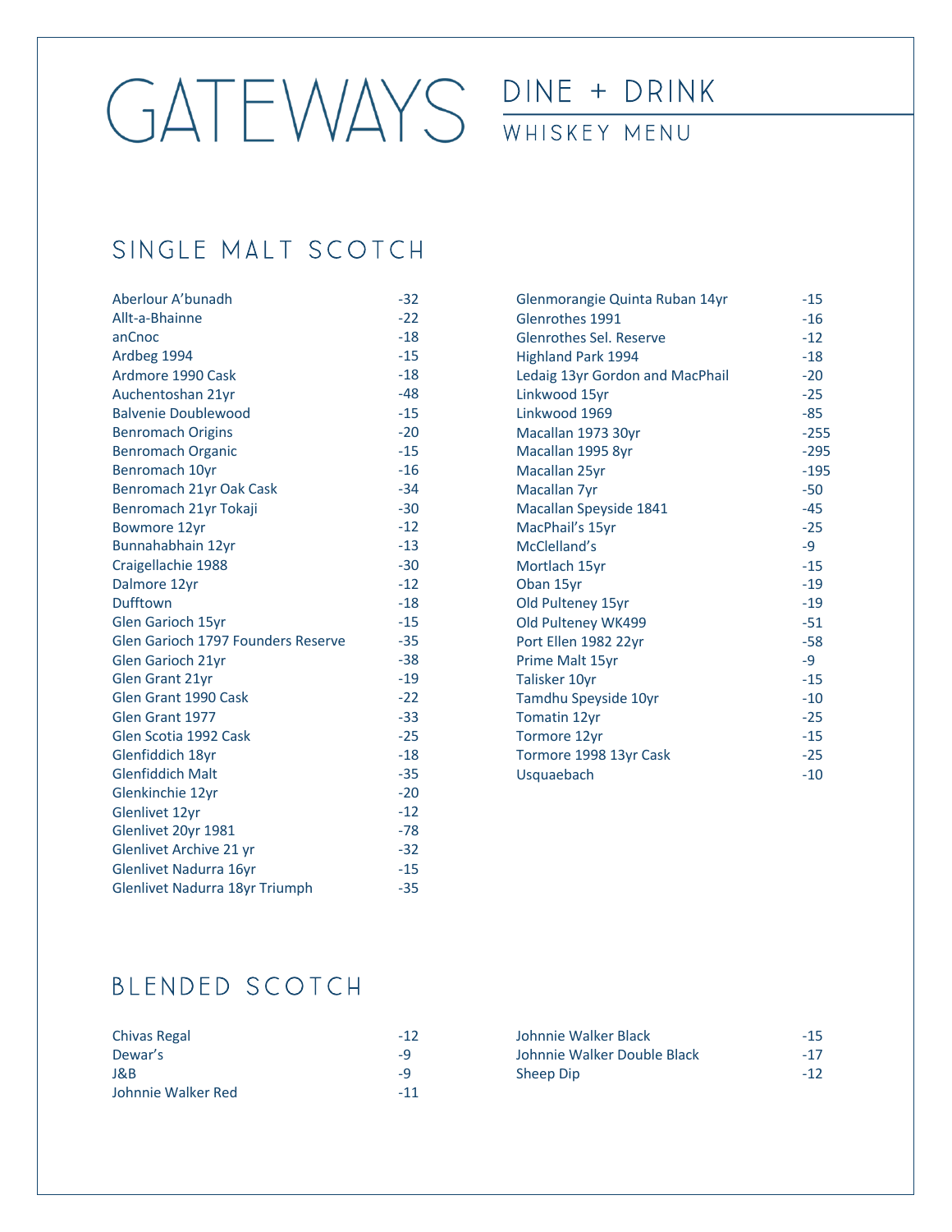# GATEWAYS

## DINE + DRINK

### WHISKEY MENU

## SINGLE MALT SCOTCH

| | |
|---|---|
| Aberlour A'bunadh | -32 |
| Allt-a-Bhainne | -22 |
| anCnoc | -18 |
| Ardbeg 1994 | -15 |
| Ardmore 1990 Cask | -18 |
| Auchentoshan 21yr | -48 |
| Balvenie Doublewood | -15 |
| Benromach Origins | -20 |
| Benromach Organic | -15 |
| Benromach 10yr | -16 |
| Benromach 21yr Oak Cask | -34 |
| Benromach 21yr Tokaji | -30 |
| Bowmore 12yr | -12 |
| Bunnahabhain 12yr | -13 |
| Craigellachie 1988 | -30 |
| Dalmore 12yr | -12 |
| Dufftown | -18 |
| Glen Garioch 15yr | -15 |
| Glen Garioch 1797 Founders Reserve | -35 |
| Glen Garioch 21yr | -38 |
| Glen Grant 21yr | -19 |
| Glen Grant 1990 Cask | -22 |
| Glen Grant 1977 | -33 |
| Glen Scotia 1992 Cask | -25 |
| Glenfiddich 18yr | -18 |
| Glenfiddich Malt | -35 |
| Glenkinchie 12yr | -20 |
| Glenlivet 12yr | -12 |
| Glenlivet 20yr 1981 | -78 |
| Glenlivet Archive 21 yr | -32 |
| Glenlivet Nadurra 16yr | -15 |
| Glenlivet Nadurra 18yr Triumph | -35 |
| Glenmorangie Quinta Ruban 14yr | -15 |
| Glenrothes 1991 | -16 |
| Glenrothes Sel. Reserve | -12 |
| Highland Park 1994 | -18 |
| Ledaig 13yr Gordon and MacPhail | -20 |
| Linkwood 15yr | -25 |
| Linkwood 1969 | -85 |
| Macallan 1973 30yr | -255 |
| Macallan 1995 8yr | -295 |
| Macallan 25yr | -195 |
| Macallan 7yr | -50 |
| Macallan Speyside 1841 | -45 |
| MacPhail's 15yr | -25 |
| McClelland's | -9 |
| Mortlach 15yr | -15 |
| Oban 15yr | -19 |
| Old Pulteney 15yr | -19 |
| Old Pulteney WK499 | -51 |
| Port Ellen 1982 22yr | -58 |
| Prime Malt 15yr | -9 |
| Talisker 10yr | -15 |
| Tamdhu Speyside 10yr | -10 |
| Tomatin 12yr | -25 |
| Tormore 12yr | -15 |
| Tormore 1998 13yr Cask | -25 |
| Usquaebach | -10 |

## BLENDED SCOTCH

| | |
|---|---|
| Chivas Regal | -12 |
| Dewar's | -9 |
| J&B | -9 |
| Johnnie Walker Red | -11 |
| Johnnie Walker Black | -15 |
| Johnnie Walker Double Black | -17 |
| Sheep Dip | -12 |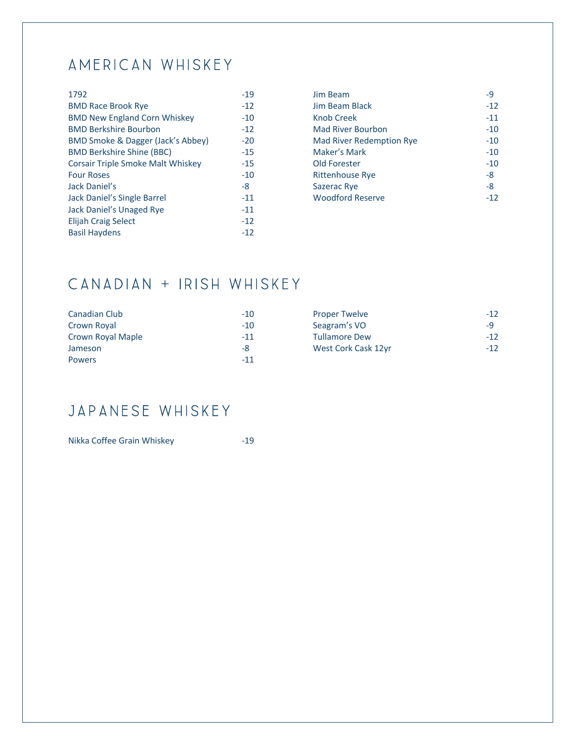# AMERICAN WHISKEY

| | |
|---|---|
| 1792 | -19 |
| BMD Race Brook Rye | -12 |
| BMD New England Corn Whiskey | -10 |
| BMD Berkshire Bourbon | -12 |
| BMD Smoke & Dagger (Jack's Abbey) | -20 |
| BMD Berkshire Shine (BBC) | -15 |
| Corsair Triple Smoke Malt Whiskey | -15 |
| Four Roses | -10 |
| Jack Daniel's | -8 |
| Jack Daniel's Single Barrel | -11 |
| Jack Daniel's Unaged Rye | -11 |
| Elijah Craig Select | -12 |
| Basil Haydens | -12 |
| Jim Beam | -9 |
| Jim Beam Black | -12 |
| Knob Creek | -11 |
| Mad River Bourbon | -10 |
| Mad River Redemption Rye | -10 |
| Maker's Mark | -10 |
| Old Forester | -10 |
| Rittenhouse Rye | -8 |
| Sazerac Rye | -8 |
| Woodford Reserve | -12 |

# CANADIAN + IRISH WHISKEY

| | |
|---|---|
| Canadian Club | -10 |
| Crown Royal | -10 |
| Crown Royal Maple | -11 |
| Jameson | -8 |
| Powers | -11 |
| Proper Twelve | -12 |
| Seagram's VO | -9 |
| Tullamore Dew | -12 |
| West Cork Cask 12yr | -12 |

# JAPANESE WHISKEY

| | |
|---|---|
| Nikka Coffee Grain Whiskey | -19 |